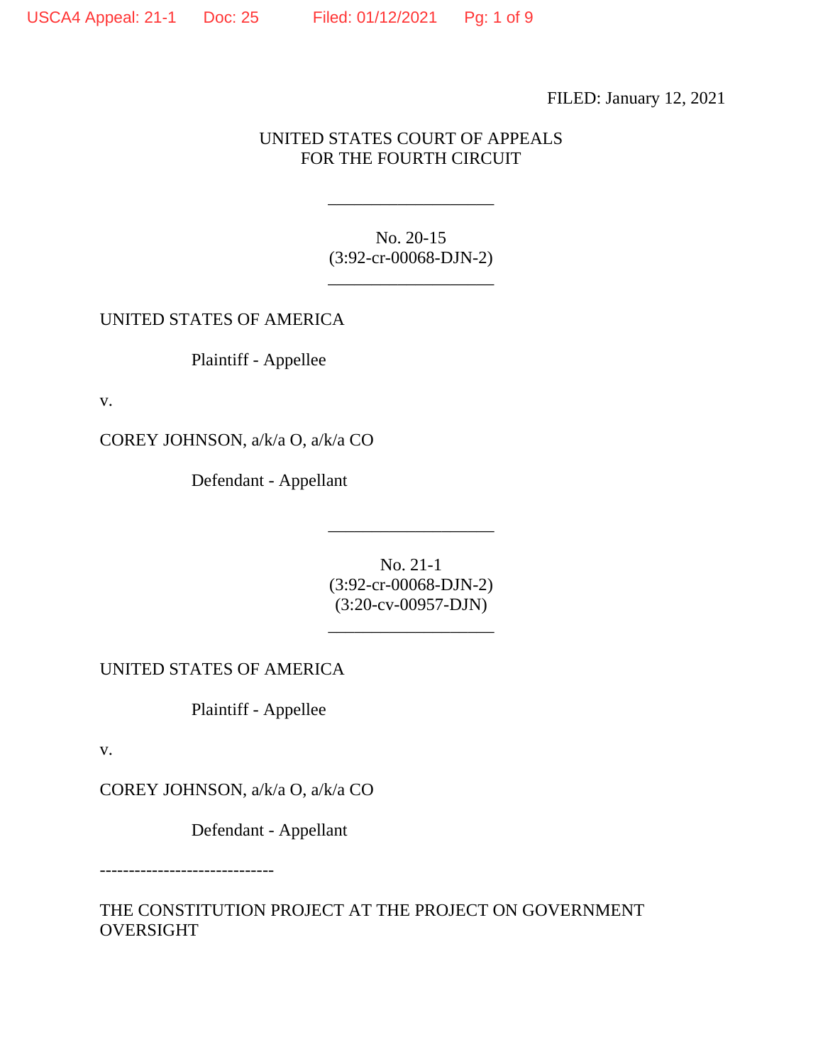FILED: January 12, 2021

UNITED STATES COURT OF APPEALS
FOR THE FOURTH CIRCUIT

___________________

No. 20-15
(3:92-cr-00068-DJN-2)

___________________

UNITED STATES OF AMERICA

Plaintiff - Appellee

v.

COREY JOHNSON, a/k/a O, a/k/a CO

Defendant - Appellant

___________________

No. 21-1
(3:92-cr-00068-DJN-2)
(3:20-cv-00957-DJN)

___________________

UNITED STATES OF AMERICA

Plaintiff - Appellee

v.

COREY JOHNSON, a/k/a O, a/k/a CO

Defendant - Appellant

------------------------------

THE CONSTITUTION PROJECT AT THE PROJECT ON GOVERNMENT OVERSIGHT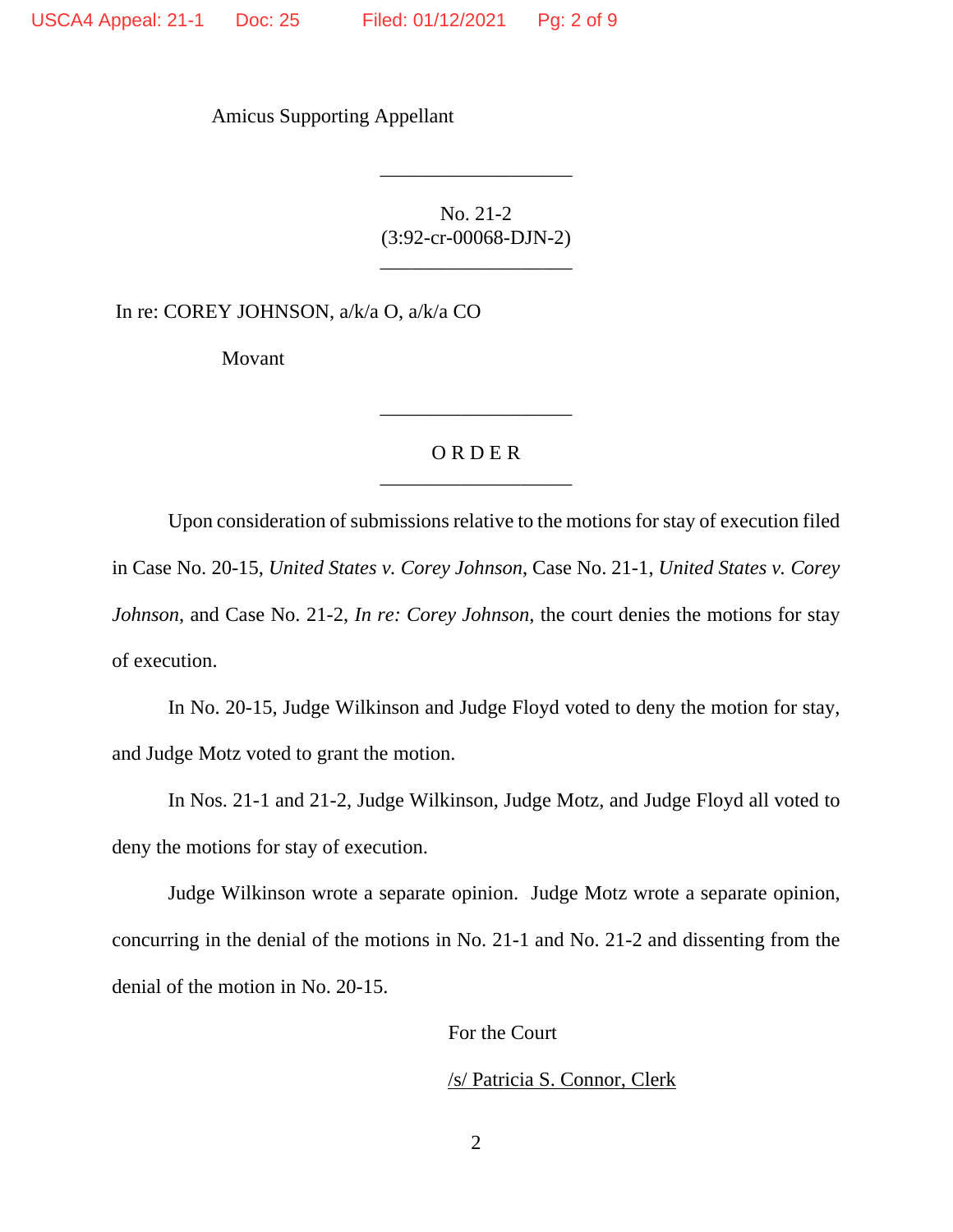Amicus Supporting Appellant

---

No. 21-2
(3:92-cr-00068-DJN-2)

---

In re: COREY JOHNSON, a/k/a O, a/k/a CO

Movant

---

O R D E R

---

Upon consideration of submissions relative to the motions for stay of execution filed in Case No. 20-15, *United States v. Corey Johnson*, Case No. 21-1, *United States v. Corey Johnson*, and Case No. 21-2, *In re: Corey Johnson*, the court denies the motions for stay of execution.

In No. 20-15, Judge Wilkinson and Judge Floyd voted to deny the motion for stay, and Judge Motz voted to grant the motion.

In Nos. 21-1 and 21-2, Judge Wilkinson, Judge Motz, and Judge Floyd all voted to deny the motions for stay of execution.

Judge Wilkinson wrote a separate opinion. Judge Motz wrote a separate opinion, concurring in the denial of the motions in No. 21-1 and No. 21-2 and dissenting from the denial of the motion in No. 20-15.

For the Court

/s/ Patricia S. Connor, Clerk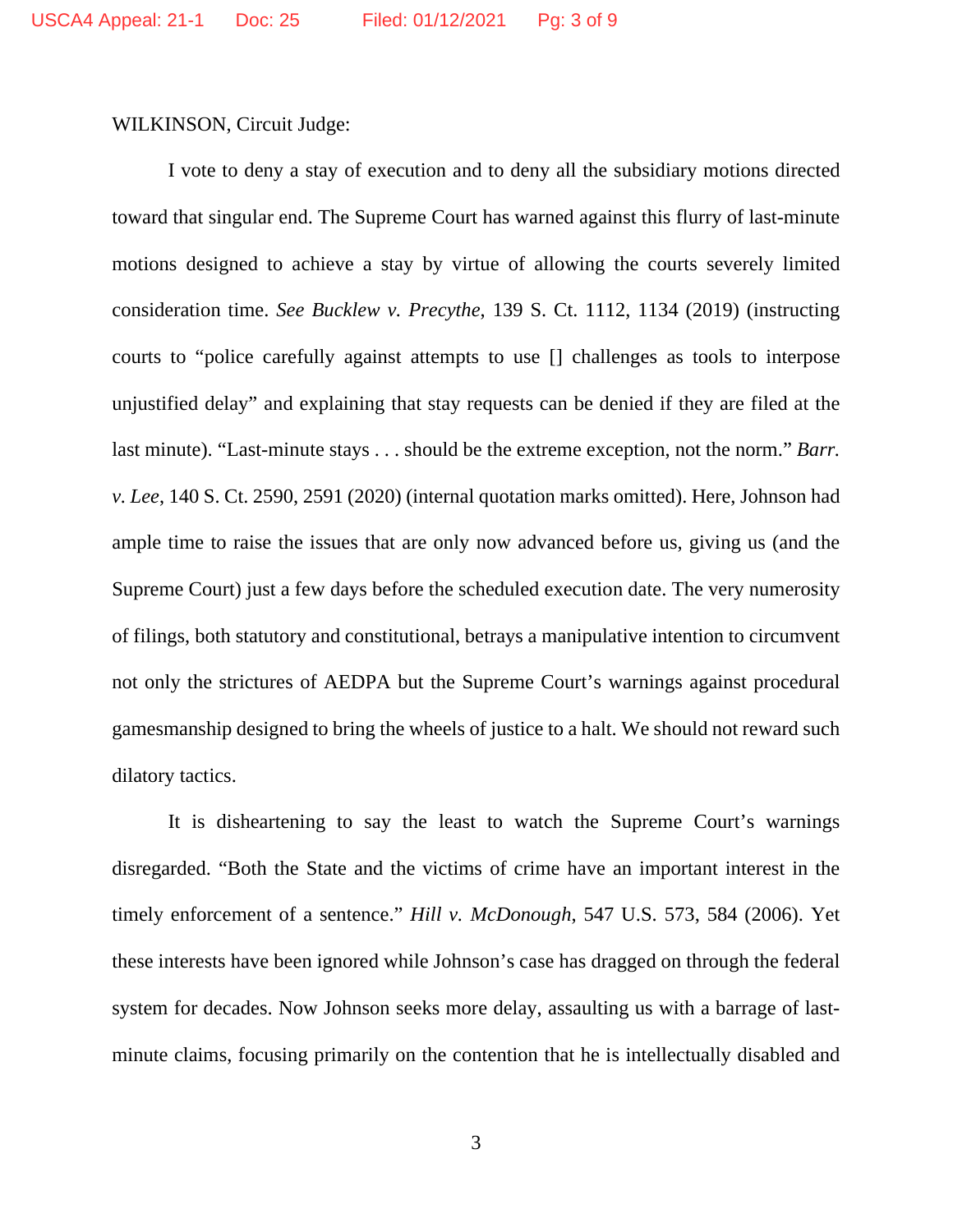WILKINSON, Circuit Judge:

I vote to deny a stay of execution and to deny all the subsidiary motions directed toward that singular end. The Supreme Court has warned against this flurry of last-minute motions designed to achieve a stay by virtue of allowing the courts severely limited consideration time. *See Bucklew v. Precythe*, 139 S. Ct. 1112, 1134 (2019) (instructing courts to "police carefully against attempts to use [] challenges as tools to interpose unjustified delay" and explaining that stay requests can be denied if they are filed at the last minute). "Last-minute stays . . . should be the extreme exception, not the norm." *Barr. v. Lee*, 140 S. Ct. 2590, 2591 (2020) (internal quotation marks omitted). Here, Johnson had ample time to raise the issues that are only now advanced before us, giving us (and the Supreme Court) just a few days before the scheduled execution date. The very numerosity of filings, both statutory and constitutional, betrays a manipulative intention to circumvent not only the strictures of AEDPA but the Supreme Court's warnings against procedural gamesmanship designed to bring the wheels of justice to a halt. We should not reward such dilatory tactics.

It is disheartening to say the least to watch the Supreme Court's warnings disregarded. "Both the State and the victims of crime have an important interest in the timely enforcement of a sentence." *Hill v. McDonough*, 547 U.S. 573, 584 (2006). Yet these interests have been ignored while Johnson's case has dragged on through the federal system for decades. Now Johnson seeks more delay, assaulting us with a barrage of last-minute claims, focusing primarily on the contention that he is intellectually disabled and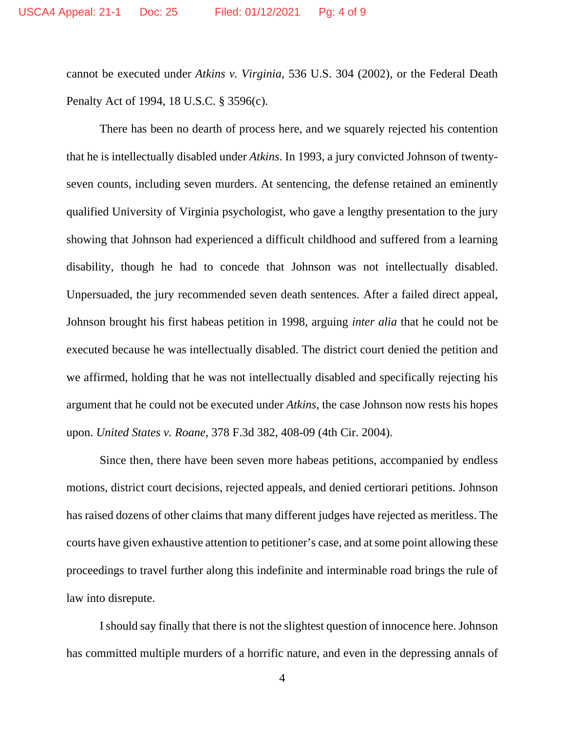cannot be executed under *Atkins v. Virginia*, 536 U.S. 304 (2002), or the Federal Death Penalty Act of 1994, 18 U.S.C. § 3596(c).

There has been no dearth of process here, and we squarely rejected his contention that he is intellectually disabled under *Atkins*. In 1993, a jury convicted Johnson of twenty-seven counts, including seven murders. At sentencing, the defense retained an eminently qualified University of Virginia psychologist, who gave a lengthy presentation to the jury showing that Johnson had experienced a difficult childhood and suffered from a learning disability, though he had to concede that Johnson was not intellectually disabled. Unpersuaded, the jury recommended seven death sentences. After a failed direct appeal, Johnson brought his first habeas petition in 1998, arguing *inter alia* that he could not be executed because he was intellectually disabled. The district court denied the petition and we affirmed, holding that he was not intellectually disabled and specifically rejecting his argument that he could not be executed under *Atkins*, the case Johnson now rests his hopes upon. *United States v. Roane*, 378 F.3d 382, 408-09 (4th Cir. 2004).

Since then, there have been seven more habeas petitions, accompanied by endless motions, district court decisions, rejected appeals, and denied certiorari petitions. Johnson has raised dozens of other claims that many different judges have rejected as meritless. The courts have given exhaustive attention to petitioner's case, and at some point allowing these proceedings to travel further along this indefinite and interminable road brings the rule of law into disrepute.

I should say finally that there is not the slightest question of innocence here. Johnson has committed multiple murders of a horrific nature, and even in the depressing annals of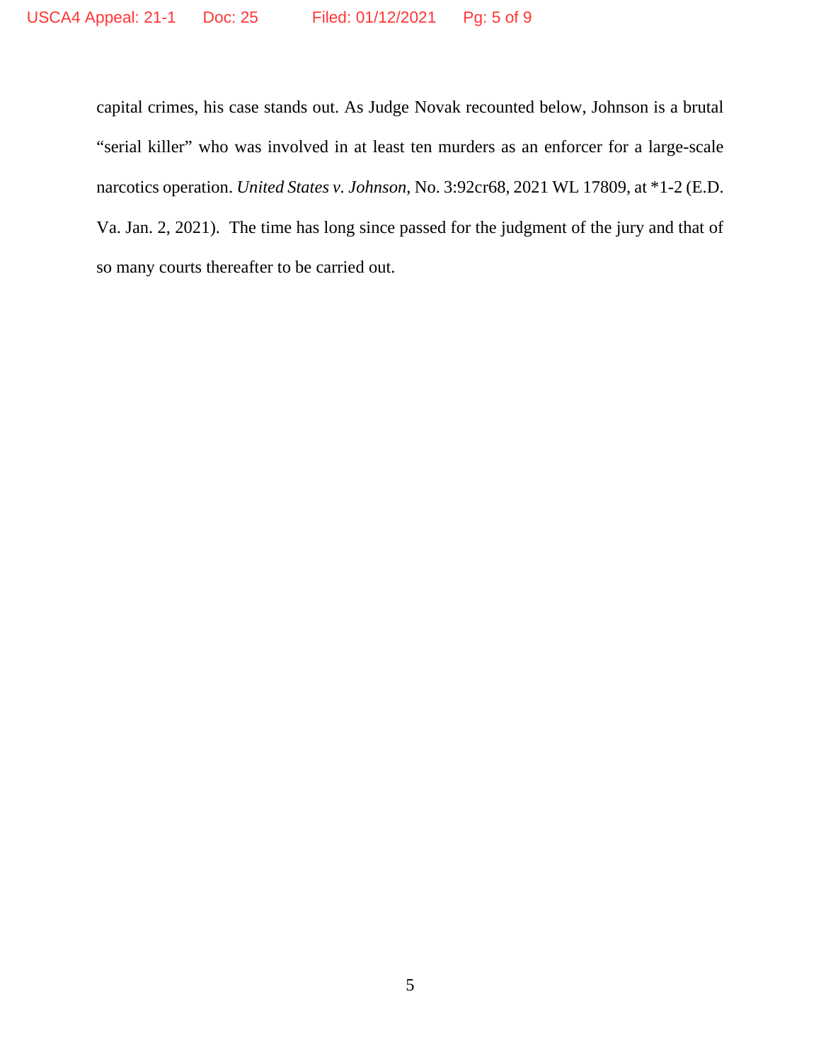capital crimes, his case stands out. As Judge Novak recounted below, Johnson is a brutal "serial killer" who was involved in at least ten murders as an enforcer for a large-scale narcotics operation. *United States v. Johnson*, No. 3:92cr68, 2021 WL 17809, at *1-2 (E.D. Va. Jan. 2, 2021). The time has long since passed for the judgment of the jury and that of so many courts thereafter to be carried out.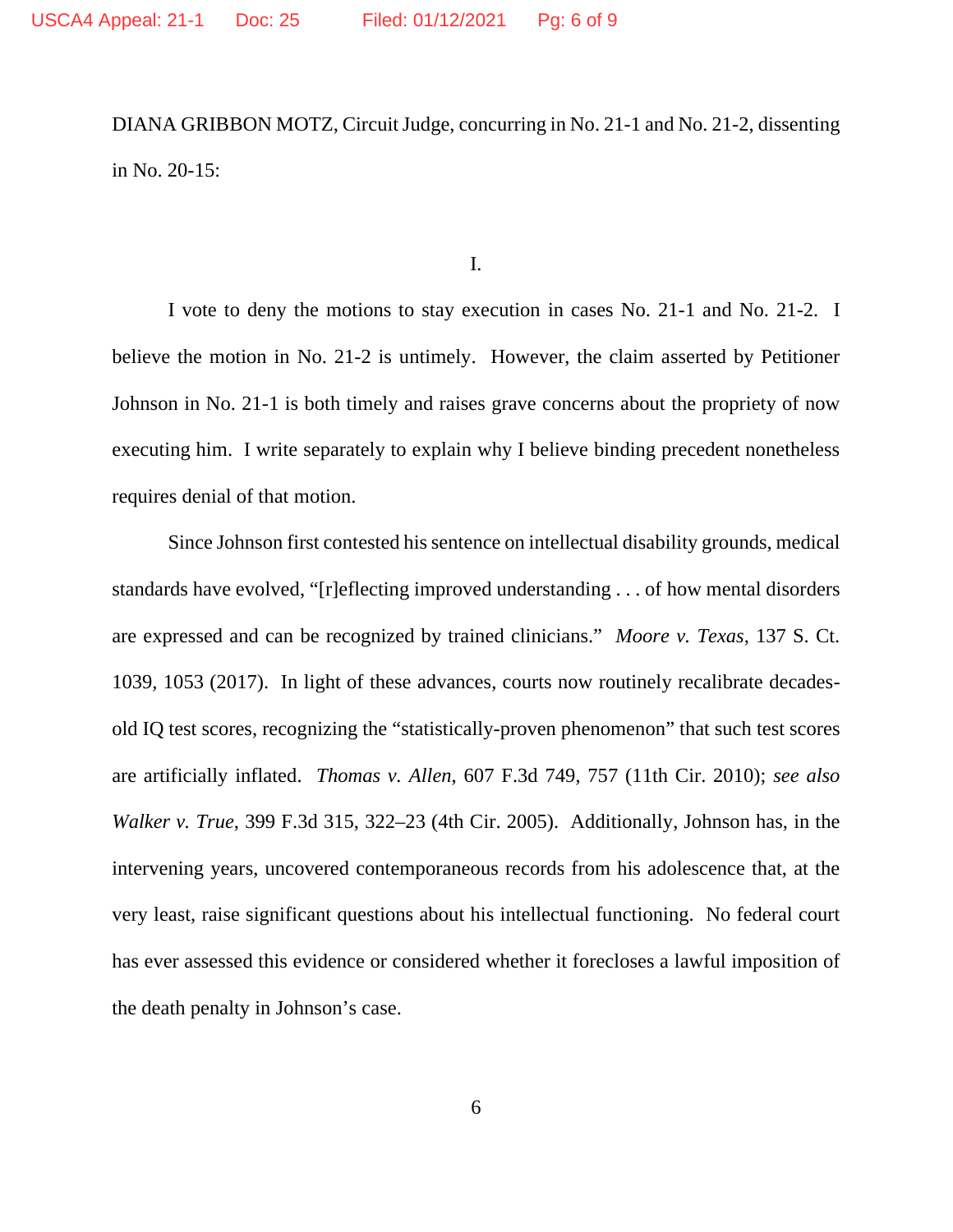DIANA GRIBBON MOTZ, Circuit Judge, concurring in No. 21-1 and No. 21-2, dissenting in No. 20-15:

I.

I vote to deny the motions to stay execution in cases No. 21-1 and No. 21-2. I believe the motion in No. 21-2 is untimely. However, the claim asserted by Petitioner Johnson in No. 21-1 is both timely and raises grave concerns about the propriety of now executing him. I write separately to explain why I believe binding precedent nonetheless requires denial of that motion.

Since Johnson first contested his sentence on intellectual disability grounds, medical standards have evolved, "[r]eflecting improved understanding . . . of how mental disorders are expressed and can be recognized by trained clinicians." *Moore v. Texas*, 137 S. Ct. 1039, 1053 (2017). In light of these advances, courts now routinely recalibrate decades-old IQ test scores, recognizing the "statistically-proven phenomenon" that such test scores are artificially inflated. *Thomas v. Allen*, 607 F.3d 749, 757 (11th Cir. 2010); *see also Walker v. True*, 399 F.3d 315, 322–23 (4th Cir. 2005). Additionally, Johnson has, in the intervening years, uncovered contemporaneous records from his adolescence that, at the very least, raise significant questions about his intellectual functioning. No federal court has ever assessed this evidence or considered whether it forecloses a lawful imposition of the death penalty in Johnson's case.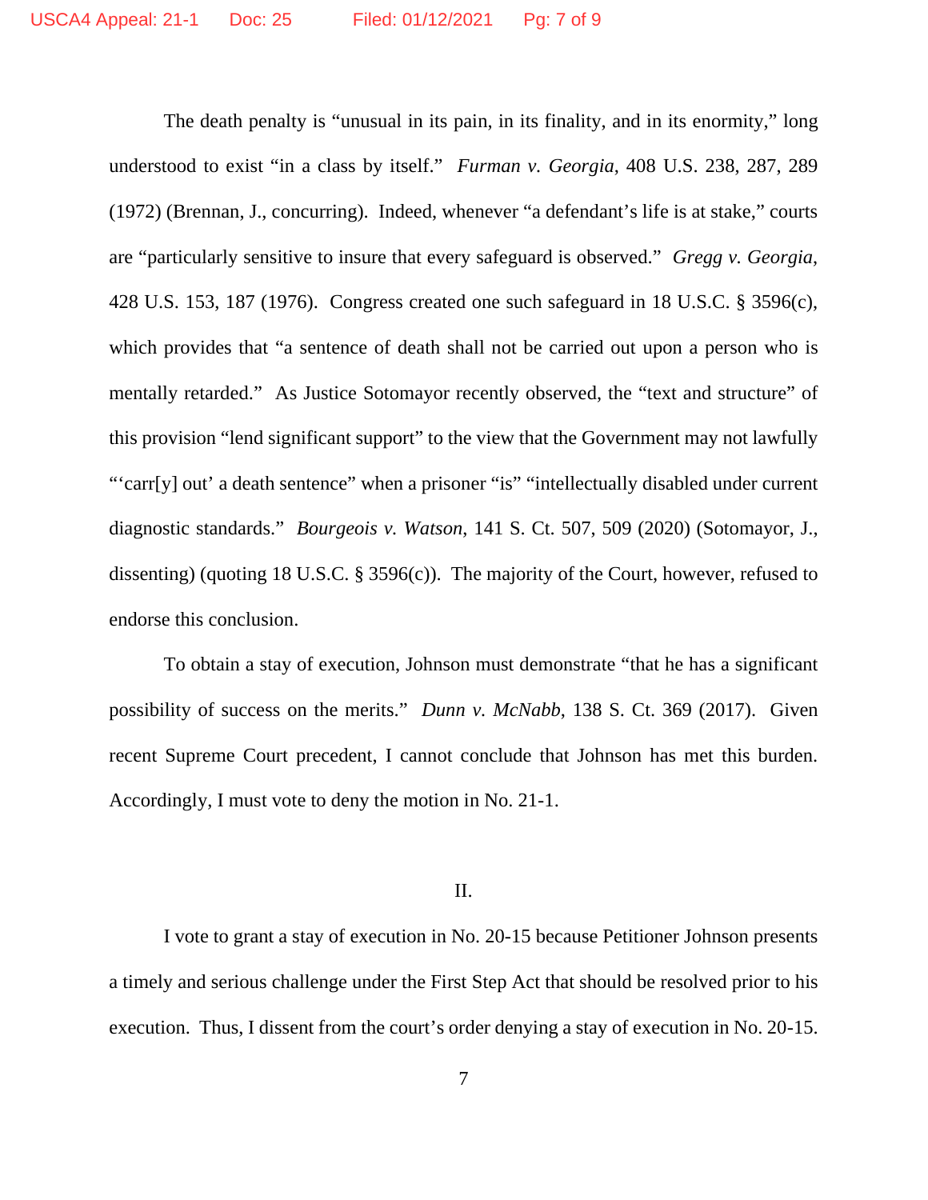The death penalty is "unusual in its pain, in its finality, and in its enormity," long understood to exist "in a class by itself." *Furman v. Georgia*, 408 U.S. 238, 287, 289 (1972) (Brennan, J., concurring). Indeed, whenever "a defendant's life is at stake," courts are "particularly sensitive to insure that every safeguard is observed." *Gregg v. Georgia*, 428 U.S. 153, 187 (1976). Congress created one such safeguard in 18 U.S.C. § 3596(c), which provides that "a sentence of death shall not be carried out upon a person who is mentally retarded." As Justice Sotomayor recently observed, the "text and structure" of this provision "lend significant support" to the view that the Government may not lawfully "'carr[y] out' a death sentence" when a prisoner "is" "intellectually disabled under current diagnostic standards." *Bourgeois v. Watson*, 141 S. Ct. 507, 509 (2020) (Sotomayor, J., dissenting) (quoting 18 U.S.C. § 3596(c)). The majority of the Court, however, refused to endorse this conclusion.

To obtain a stay of execution, Johnson must demonstrate "that he has a significant possibility of success on the merits." *Dunn v. McNabb*, 138 S. Ct. 369 (2017). Given recent Supreme Court precedent, I cannot conclude that Johnson has met this burden. Accordingly, I must vote to deny the motion in No. 21-1.

## II.

I vote to grant a stay of execution in No. 20-15 because Petitioner Johnson presents a timely and serious challenge under the First Step Act that should be resolved prior to his execution. Thus, I dissent from the court's order denying a stay of execution in No. 20-15.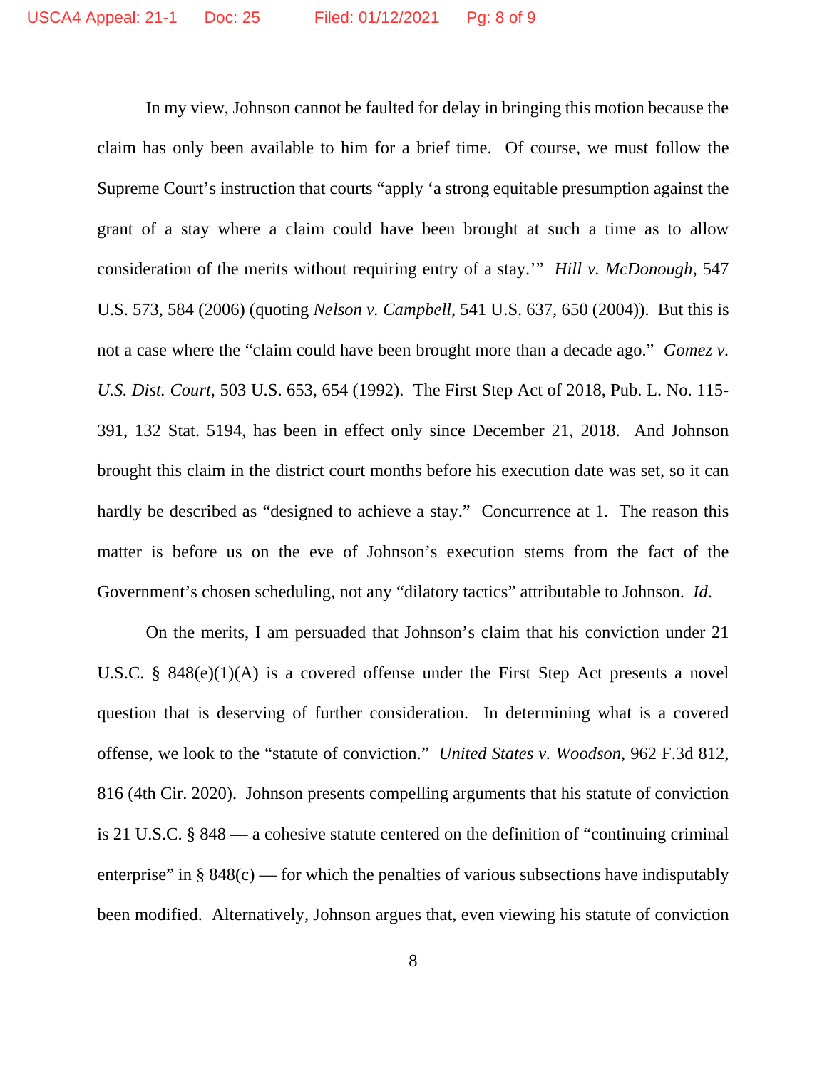In my view, Johnson cannot be faulted for delay in bringing this motion because the claim has only been available to him for a brief time. Of course, we must follow the Supreme Court's instruction that courts "apply 'a strong equitable presumption against the grant of a stay where a claim could have been brought at such a time as to allow consideration of the merits without requiring entry of a stay.'" *Hill v. McDonough*, 547 U.S. 573, 584 (2006) (quoting *Nelson v. Campbell*, 541 U.S. 637, 650 (2004)). But this is not a case where the "claim could have been brought more than a decade ago." *Gomez v. U.S. Dist. Court*, 503 U.S. 653, 654 (1992). The First Step Act of 2018, Pub. L. No. 115-391, 132 Stat. 5194, has been in effect only since December 21, 2018. And Johnson brought this claim in the district court months before his execution date was set, so it can hardly be described as "designed to achieve a stay." Concurrence at 1. The reason this matter is before us on the eve of Johnson's execution stems from the fact of the Government's chosen scheduling, not any "dilatory tactics" attributable to Johnson. *Id.*

On the merits, I am persuaded that Johnson's claim that his conviction under 21 U.S.C. § 848(e)(1)(A) is a covered offense under the First Step Act presents a novel question that is deserving of further consideration. In determining what is a covered offense, we look to the "statute of conviction." *United States v. Woodson*, 962 F.3d 812, 816 (4th Cir. 2020). Johnson presents compelling arguments that his statute of conviction is 21 U.S.C. § 848 — a cohesive statute centered on the definition of "continuing criminal enterprise" in § 848(c) — for which the penalties of various subsections have indisputably been modified. Alternatively, Johnson argues that, even viewing his statute of conviction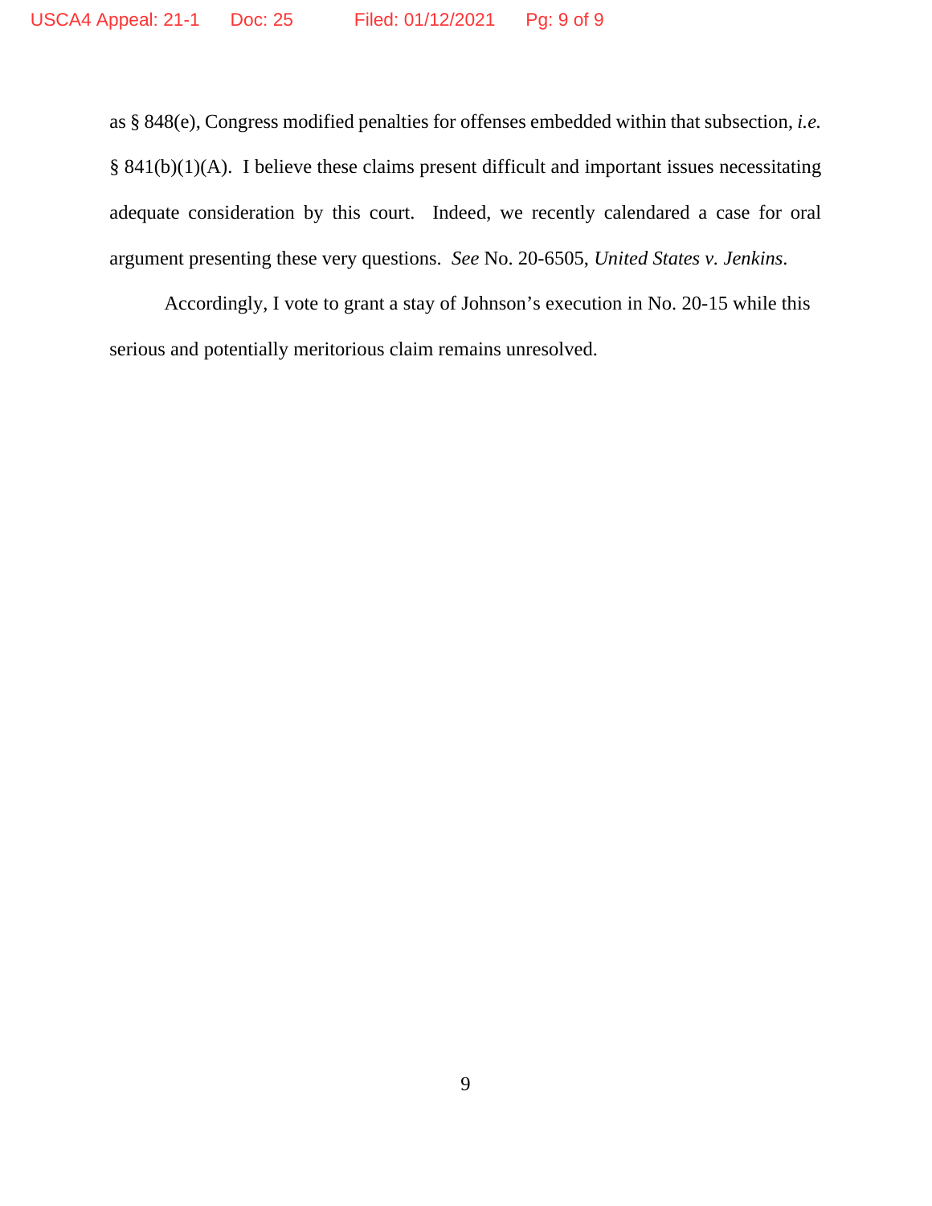as § 848(e), Congress modified penalties for offenses embedded within that subsection, *i.e.* § 841(b)(1)(A). I believe these claims present difficult and important issues necessitating adequate consideration by this court. Indeed, we recently calendared a case for oral argument presenting these very questions. *See* No. 20-6505, *United States v. Jenkins*.

Accordingly, I vote to grant a stay of Johnson's execution in No. 20-15 while this serious and potentially meritorious claim remains unresolved.